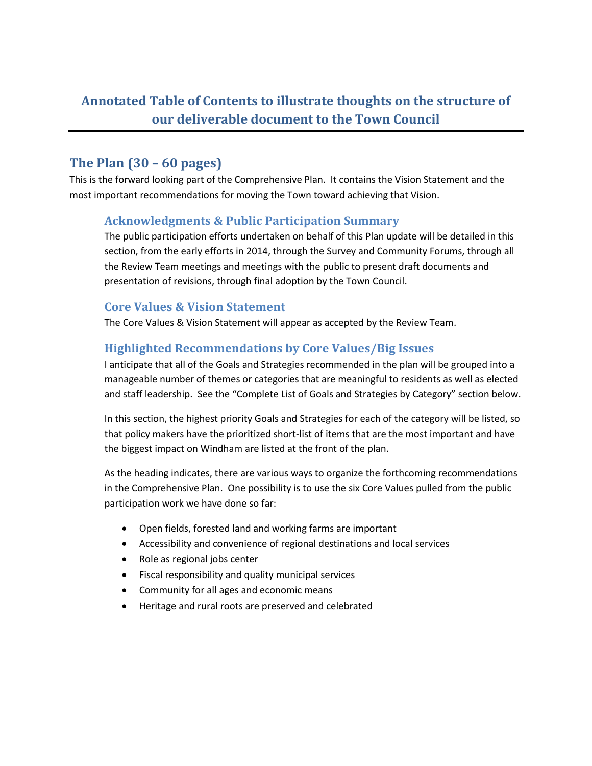# Annotated Table of Contents to illustrate thoughts on the structure of our deliverable document to the Town Council

## The Plan (30 – 60 pages)

This is the forward looking part of the Comprehensive Plan. It contains the Vision Statement and the most important recommendations for moving the Town toward achieving that Vision.

### Acknowledgments & Public Participation Summary

The public participation efforts undertaken on behalf of this Plan update will be detailed in this section, from the early efforts in 2014, through the Survey and Community Forums, through all the Review Team meetings and meetings with the public to present draft documents and presentation of revisions, through final adoption by the Town Council.

### Core Values & Vision Statement

The Core Values & Vision Statement will appear as accepted by the Review Team.

### Highlighted Recommendations by Core Values/Big Issues

I anticipate that all of the Goals and Strategies recommended in the plan will be grouped into a manageable number of themes or categories that are meaningful to residents as well as elected and staff leadership. See the "Complete List of Goals and Strategies by Category" section below.

In this section, the highest priority Goals and Strategies for each of the category will be listed, so that policy makers have the prioritized short-list of items that are the most important and have the biggest impact on Windham are listed at the front of the plan.

As the heading indicates, there are various ways to organize the forthcoming recommendations in the Comprehensive Plan. One possibility is to use the six Core Values pulled from the public participation work we have done so far:

- Open fields, forested land and working farms are important
- Accessibility and convenience of regional destinations and local services
- Role as regional jobs center
- Fiscal responsibility and quality municipal services
- Community for all ages and economic means
- Heritage and rural roots are preserved and celebrated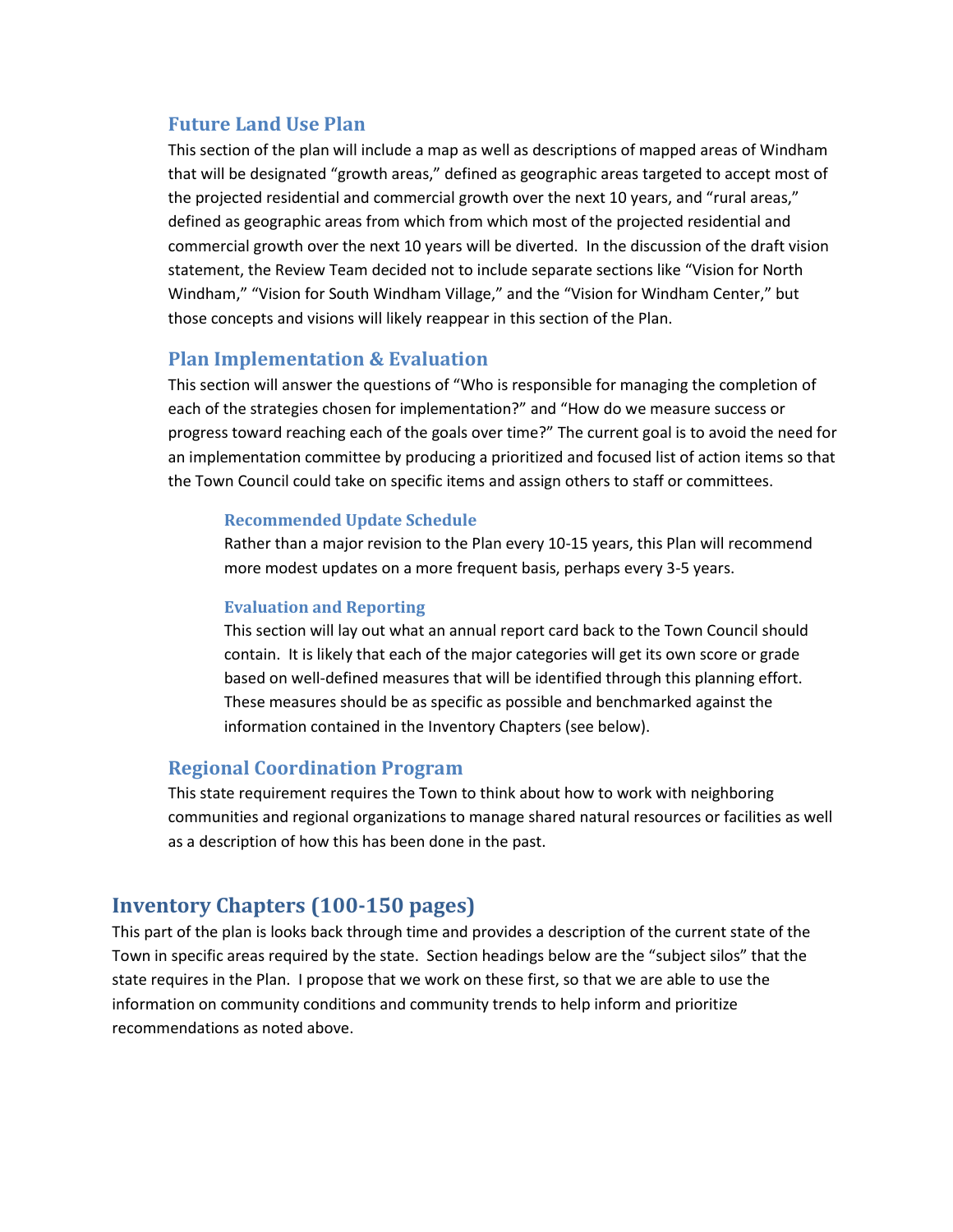### Future Land Use Plan

This section of the plan will include a map as well as descriptions of mapped areas of Windham that will be designated "growth areas," defined as geographic areas targeted to accept most of the projected residential and commercial growth over the next 10 years, and "rural areas," defined as geographic areas from which from which most of the projected residential and commercial growth over the next 10 years will be diverted. In the discussion of the draft vision statement, the Review Team decided not to include separate sections like "Vision for North Windham," "Vision for South Windham Village," and the "Vision for Windham Center," but those concepts and visions will likely reappear in this section of the Plan.

### Plan Implementation & Evaluation

This section will answer the questions of "Who is responsible for managing the completion of each of the strategies chosen for implementation?" and "How do we measure success or progress toward reaching each of the goals over time?" The current goal is to avoid the need for an implementation committee by producing a prioritized and focused list of action items so that the Town Council could take on specific items and assign others to staff or committees.

#### Recommended Update Schedule

Rather than a major revision to the Plan every 10-15 years, this Plan will recommend more modest updates on a more frequent basis, perhaps every 3-5 years.

#### Evaluation and Reporting

This section will lay out what an annual report card back to the Town Council should contain. It is likely that each of the major categories will get its own score or grade based on well-defined measures that will be identified through this planning effort. These measures should be as specific as possible and benchmarked against the information contained in the Inventory Chapters (see below).

### Regional Coordination Program

This state requirement requires the Town to think about how to work with neighboring communities and regional organizations to manage shared natural resources or facilities as well as a description of how this has been done in the past.

## Inventory Chapters (100-150 pages)

This part of the plan is looks back through time and provides a description of the current state of the Town in specific areas required by the state. Section headings below are the "subject silos" that the state requires in the Plan. I propose that we work on these first, so that we are able to use the information on community conditions and community trends to help inform and prioritize recommendations as noted above.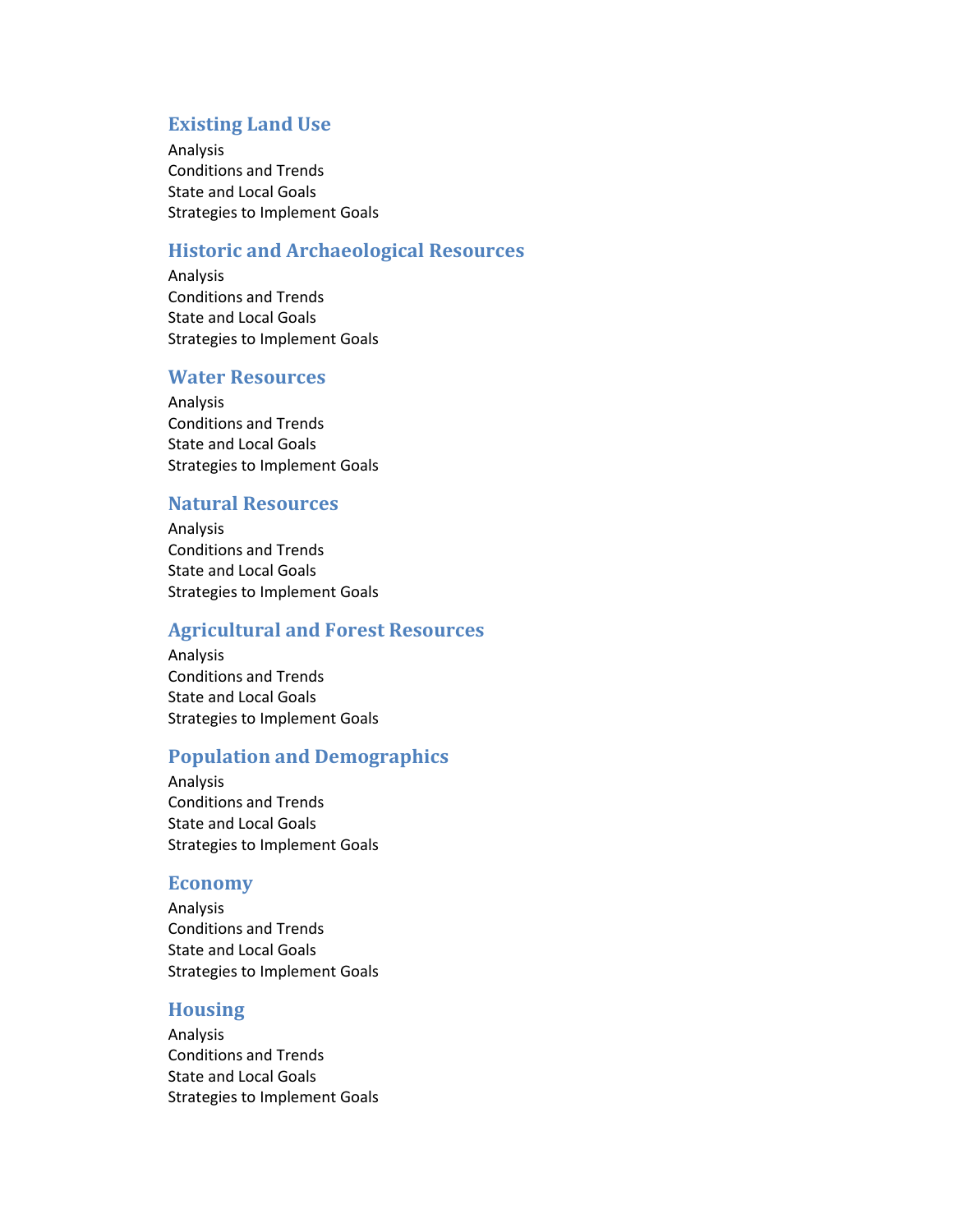## Existing Land Use

Analysis
Conditions and Trends
State and Local Goals
Strategies to Implement Goals

## Historic and Archaeological Resources

Analysis
Conditions and Trends
State and Local Goals
Strategies to Implement Goals

## Water Resources

Analysis
Conditions and Trends
State and Local Goals
Strategies to Implement Goals

## Natural Resources

Analysis
Conditions and Trends
State and Local Goals
Strategies to Implement Goals

## Agricultural and Forest Resources

Analysis
Conditions and Trends
State and Local Goals
Strategies to Implement Goals

## Population and Demographics

Analysis
Conditions and Trends
State and Local Goals
Strategies to Implement Goals

## Economy

Analysis
Conditions and Trends
State and Local Goals
Strategies to Implement Goals

## Housing

Analysis
Conditions and Trends
State and Local Goals
Strategies to Implement Goals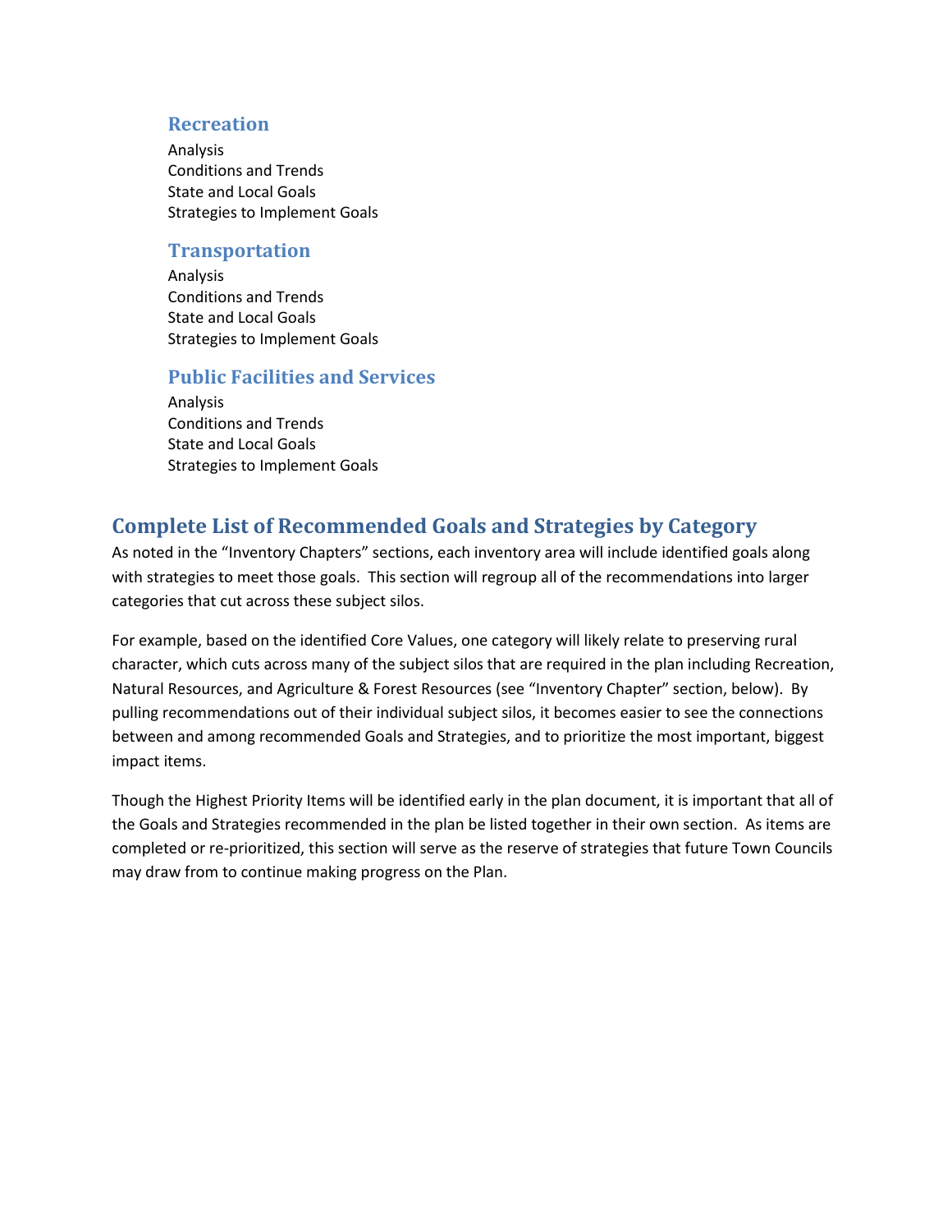### Recreation

Analysis
Conditions and Trends
State and Local Goals
Strategies to Implement Goals

### Transportation

Analysis
Conditions and Trends
State and Local Goals
Strategies to Implement Goals

### Public Facilities and Services

Analysis
Conditions and Trends
State and Local Goals
Strategies to Implement Goals

## Complete List of Recommended Goals and Strategies by Category

As noted in the "Inventory Chapters" sections, each inventory area will include identified goals along with strategies to meet those goals. This section will regroup all of the recommendations into larger categories that cut across these subject silos.

For example, based on the identified Core Values, one category will likely relate to preserving rural character, which cuts across many of the subject silos that are required in the plan including Recreation, Natural Resources, and Agriculture & Forest Resources (see "Inventory Chapter" section, below). By pulling recommendations out of their individual subject silos, it becomes easier to see the connections between and among recommended Goals and Strategies, and to prioritize the most important, biggest impact items.

Though the Highest Priority Items will be identified early in the plan document, it is important that all of the Goals and Strategies recommended in the plan be listed together in their own section. As items are completed or re-prioritized, this section will serve as the reserve of strategies that future Town Councils may draw from to continue making progress on the Plan.